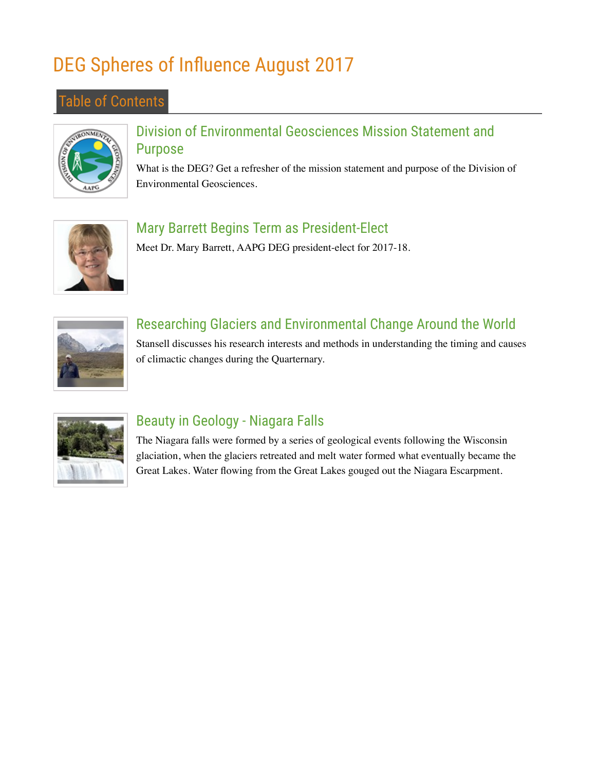# DEG Spheres of Influence August 2017

## Table of Contents

### Division of Environmental Geosciences Mission Statement and Purpose

What is the DEG? Get a refresher of the mission statement and purpose of the Division of Environmental Geosciences.

### Mary Barrett Begins Term as President-Elect

Meet Dr. Mary Barrett, AAPG DEG president-elect for 2017-18.

### Researching Glaciers and Environmental Change Around the World

Stansell discusses his research interests and methods in understanding the timing and causes of climactic changes during the Quarternary.

### Beauty in Geology - Niagara Falls

The Niagara falls were formed by a series of geological events following the Wisconsin glaciation, when the glaciers retreated and melt water formed what eventually became the Great Lakes. Water flowing from the Great Lakes gouged out the Niagara Escarpment.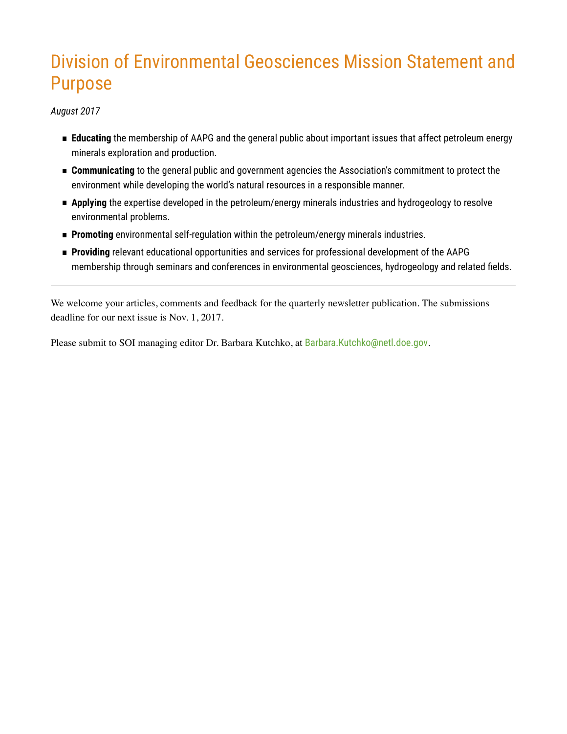# Division of Environmental Geosciences Mission Statement and Purpose

*August 2017*

- **Educating** the membership of AAPG and the general public about important issues that affect petroleum energy minerals exploration and production.
- **Communicating** to the general public and government agencies the Association's commitment to protect the environment while developing the world's natural resources in a responsible manner.
- **Applying** the expertise developed in the petroleum/energy minerals industries and hydrogeology to resolve environmental problems.
- **Promoting** environmental self-regulation within the petroleum/energy minerals industries.
- **Providing** relevant educational opportunities and services for professional development of the AAPG membership through seminars and conferences in environmental geosciences, hydrogeology and related fields.

---

We welcome your articles, comments and feedback for the quarterly newsletter publication. The submissions deadline for our next issue is Nov. 1, 2017.

Please submit to SOI managing editor Dr. Barbara Kutchko, at Barbara.Kutchko@netl.doe.gov.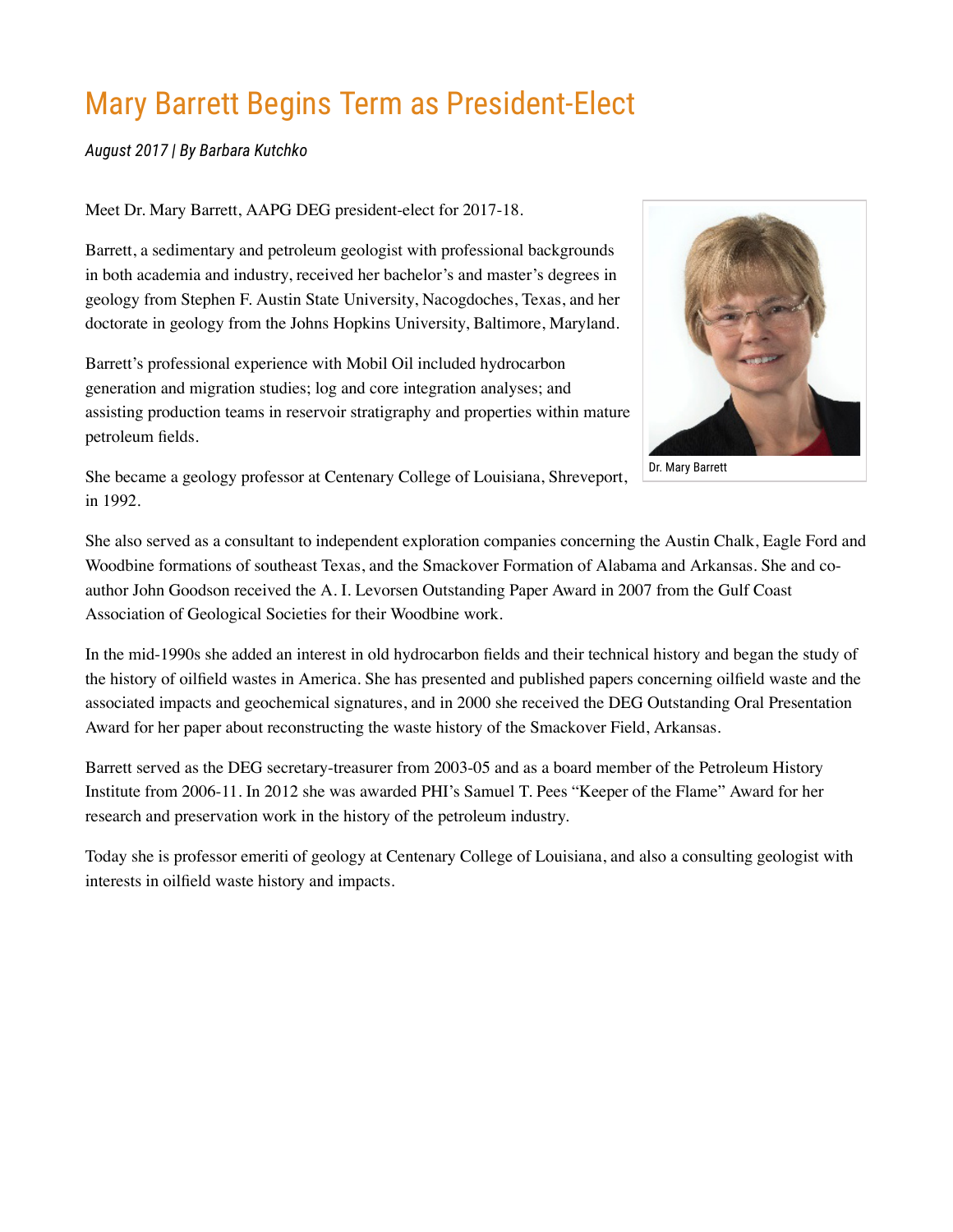# Mary Barrett Begins Term as President-Elect

*August 2017 | By Barbara Kutchko*

Meet Dr. Mary Barrett, AAPG DEG president-elect for 2017-18.

Barrett, a sedimentary and petroleum geologist with professional backgrounds in both academia and industry, received her bachelor's and master's degrees in geology from Stephen F. Austin State University, Nacogdoches, Texas, and her doctorate in geology from the Johns Hopkins University, Baltimore, Maryland.

Barrett's professional experience with Mobil Oil included hydrocarbon generation and migration studies; log and core integration analyses; and assisting production teams in reservoir stratigraphy and properties within mature petroleum fields.

Dr. Mary Barrett

She became a geology professor at Centenary College of Louisiana, Shreveport, in 1992.

She also served as a consultant to independent exploration companies concerning the Austin Chalk, Eagle Ford and Woodbine formations of southeast Texas, and the Smackover Formation of Alabama and Arkansas. She and co-author John Goodson received the A. I. Levorsen Outstanding Paper Award in 2007 from the Gulf Coast Association of Geological Societies for their Woodbine work.

In the mid-1990s she added an interest in old hydrocarbon fields and their technical history and began the study of the history of oilfield wastes in America. She has presented and published papers concerning oilfield waste and the associated impacts and geochemical signatures, and in 2000 she received the DEG Outstanding Oral Presentation Award for her paper about reconstructing the waste history of the Smackover Field, Arkansas.

Barrett served as the DEG secretary-treasurer from 2003-05 and as a board member of the Petroleum History Institute from 2006-11. In 2012 she was awarded PHI's Samuel T. Pees "Keeper of the Flame" Award for her research and preservation work in the history of the petroleum industry.

Today she is professor emeriti of geology at Centenary College of Louisiana, and also a consulting geologist with interests in oilfield waste history and impacts.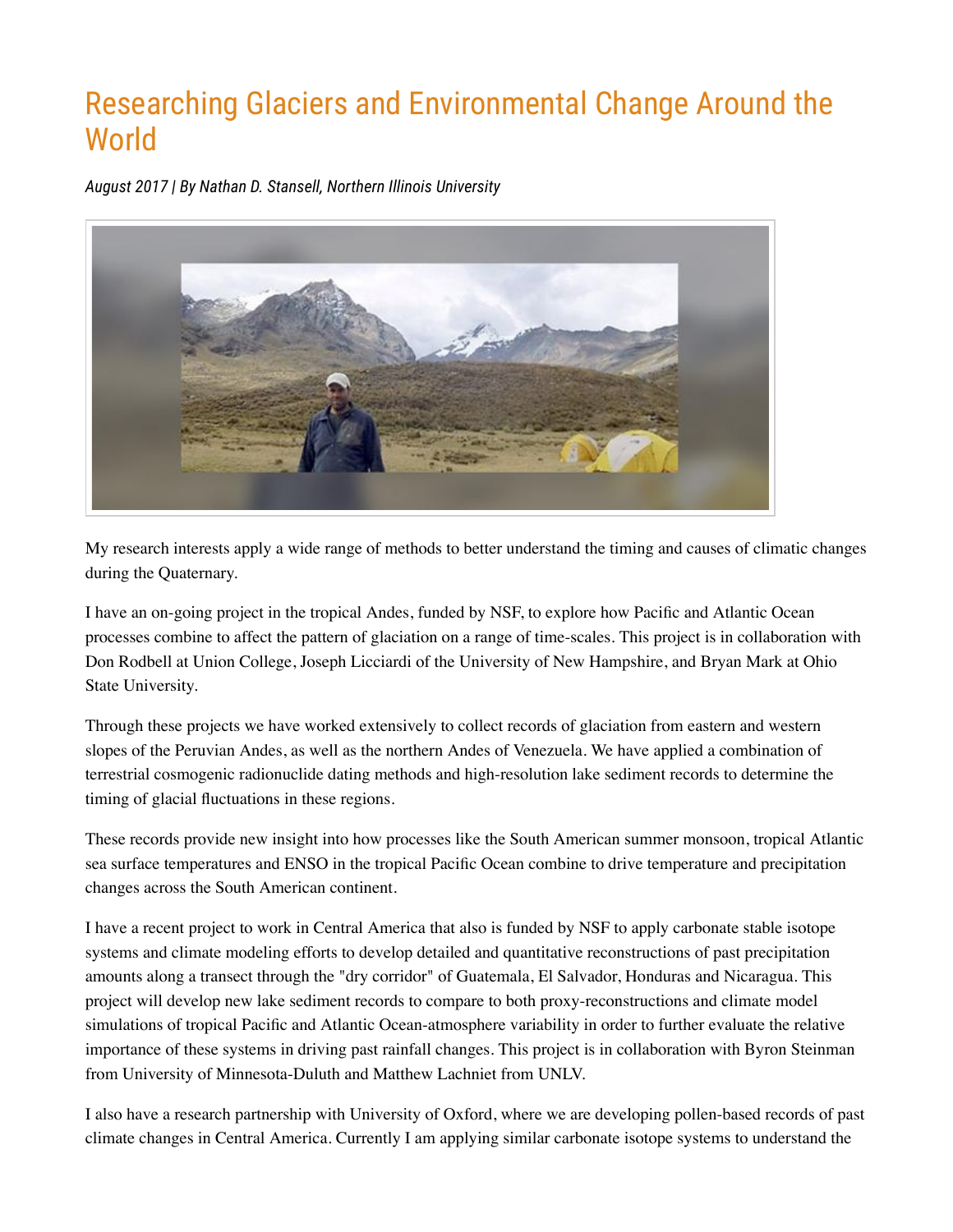# Researching Glaciers and Environmental Change Around the World

*August 2017 | By Nathan D. Stansell, Northern Illinois University*

My research interests apply a wide range of methods to better understand the timing and causes of climatic changes during the Quaternary.

I have an on-going project in the tropical Andes, funded by NSF, to explore how Pacific and Atlantic Ocean processes combine to affect the pattern of glaciation on a range of time-scales. This project is in collaboration with Don Rodbell at Union College, Joseph Licciardi of the University of New Hampshire, and Bryan Mark at Ohio State University.

Through these projects we have worked extensively to collect records of glaciation from eastern and western slopes of the Peruvian Andes, as well as the northern Andes of Venezuela. We have applied a combination of terrestrial cosmogenic radionuclide dating methods and high-resolution lake sediment records to determine the timing of glacial fluctuations in these regions.

These records provide new insight into how processes like the South American summer monsoon, tropical Atlantic sea surface temperatures and ENSO in the tropical Pacific Ocean combine to drive temperature and precipitation changes across the South American continent.

I have a recent project to work in Central America that also is funded by NSF to apply carbonate stable isotope systems and climate modeling efforts to develop detailed and quantitative reconstructions of past precipitation amounts along a transect through the "dry corridor" of Guatemala, El Salvador, Honduras and Nicaragua. This project will develop new lake sediment records to compare to both proxy-reconstructions and climate model simulations of tropical Pacific and Atlantic Ocean-atmosphere variability in order to further evaluate the relative importance of these systems in driving past rainfall changes. This project is in collaboration with Byron Steinman from University of Minnesota-Duluth and Matthew Lachniet from UNLV.

I also have a research partnership with University of Oxford, where we are developing pollen-based records of past climate changes in Central America. Currently I am applying similar carbonate isotope systems to understand the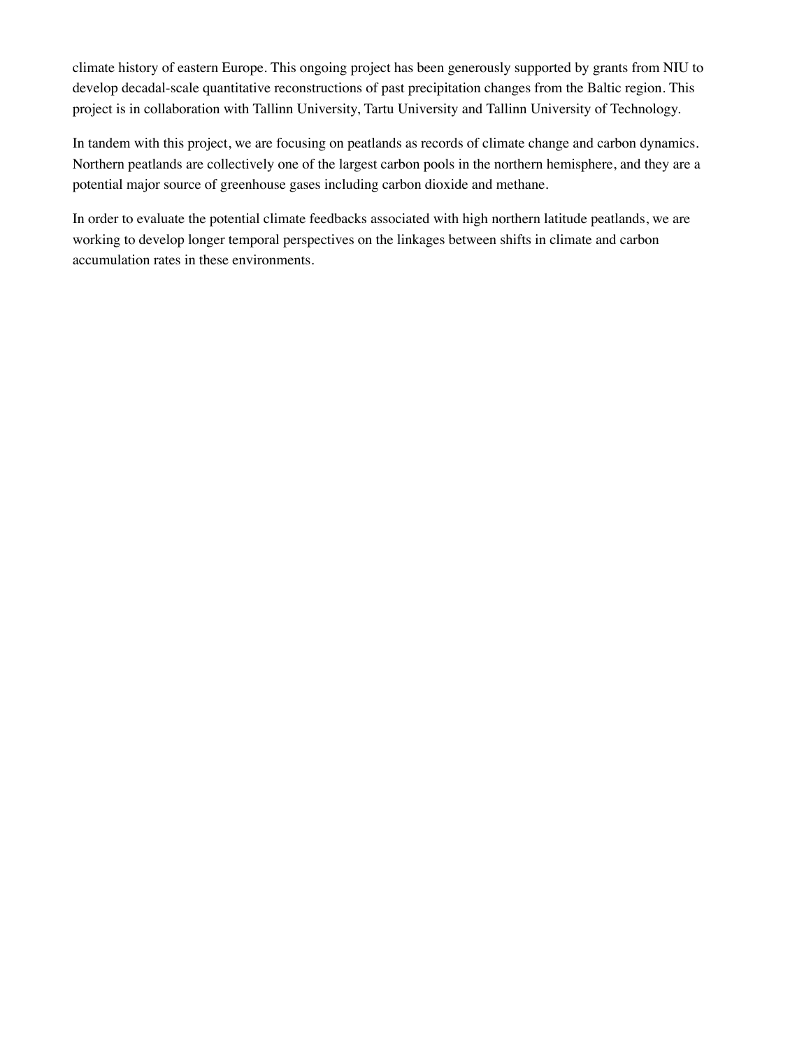climate history of eastern Europe. This ongoing project has been generously supported by grants from NIU to develop decadal-scale quantitative reconstructions of past precipitation changes from the Baltic region. This project is in collaboration with Tallinn University, Tartu University and Tallinn University of Technology.

In tandem with this project, we are focusing on peatlands as records of climate change and carbon dynamics. Northern peatlands are collectively one of the largest carbon pools in the northern hemisphere, and they are a potential major source of greenhouse gases including carbon dioxide and methane.

In order to evaluate the potential climate feedbacks associated with high northern latitude peatlands, we are working to develop longer temporal perspectives on the linkages between shifts in climate and carbon accumulation rates in these environments.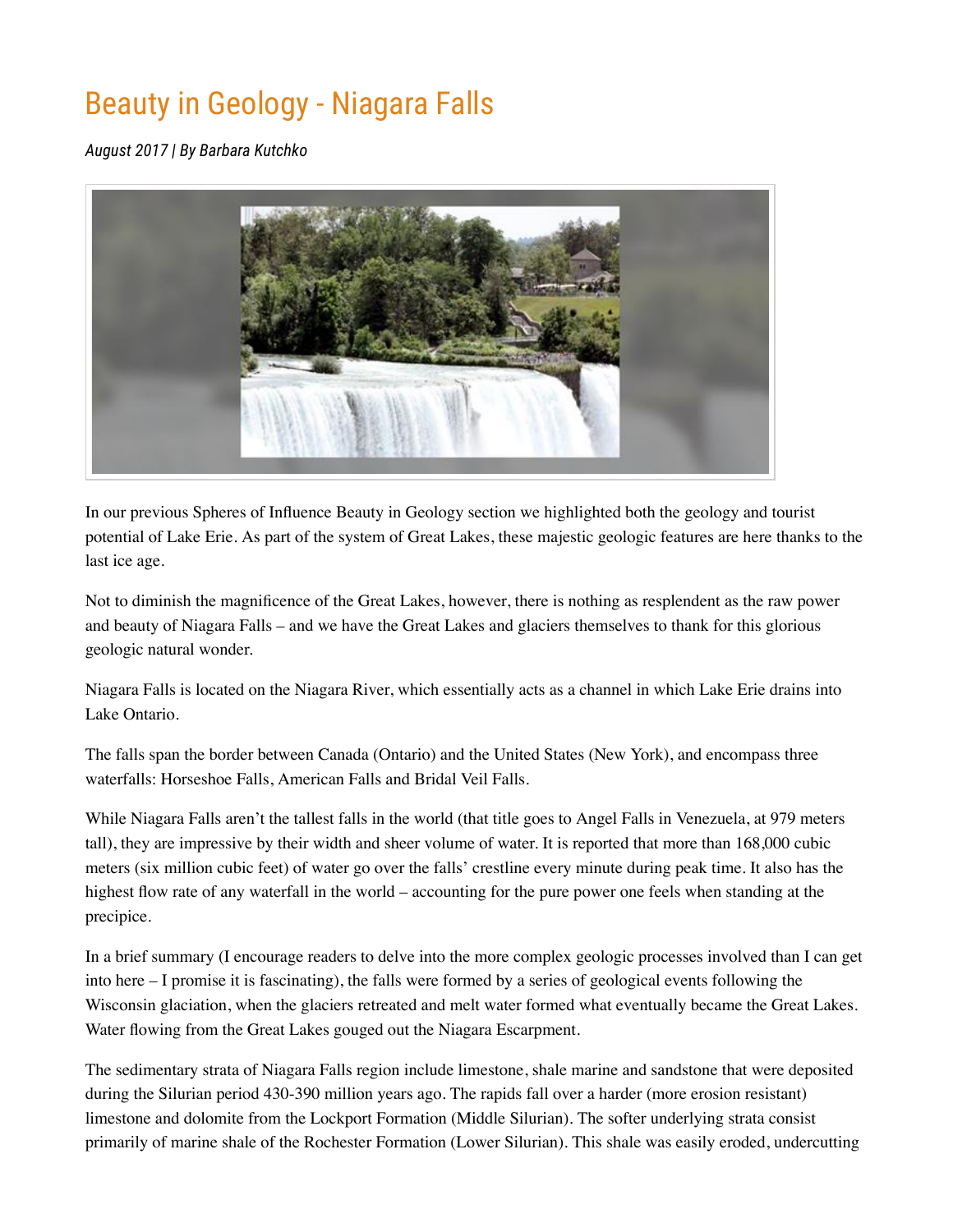# Beauty in Geology - Niagara Falls

*August 2017 | By Barbara Kutchko*

In our previous Spheres of Influence Beauty in Geology section we highlighted both the geology and tourist potential of Lake Erie. As part of the system of Great Lakes, these majestic geologic features are here thanks to the last ice age.

Not to diminish the magnificence of the Great Lakes, however, there is nothing as resplendent as the raw power and beauty of Niagara Falls – and we have the Great Lakes and glaciers themselves to thank for this glorious geologic natural wonder.

Niagara Falls is located on the Niagara River, which essentially acts as a channel in which Lake Erie drains into Lake Ontario.

The falls span the border between Canada (Ontario) and the United States (New York), and encompass three waterfalls: Horseshoe Falls, American Falls and Bridal Veil Falls.

While Niagara Falls aren't the tallest falls in the world (that title goes to Angel Falls in Venezuela, at 979 meters tall), they are impressive by their width and sheer volume of water. It is reported that more than 168,000 cubic meters (six million cubic feet) of water go over the falls' crestline every minute during peak time. It also has the highest flow rate of any waterfall in the world – accounting for the pure power one feels when standing at the precipice.

In a brief summary (I encourage readers to delve into the more complex geologic processes involved than I can get into here – I promise it is fascinating), the falls were formed by a series of geological events following the Wisconsin glaciation, when the glaciers retreated and melt water formed what eventually became the Great Lakes. Water flowing from the Great Lakes gouged out the Niagara Escarpment.

The sedimentary strata of Niagara Falls region include limestone, shale marine and sandstone that were deposited during the Silurian period 430-390 million years ago. The rapids fall over a harder (more erosion resistant) limestone and dolomite from the Lockport Formation (Middle Silurian). The softer underlying strata consist primarily of marine shale of the Rochester Formation (Lower Silurian). This shale was easily eroded, undercutting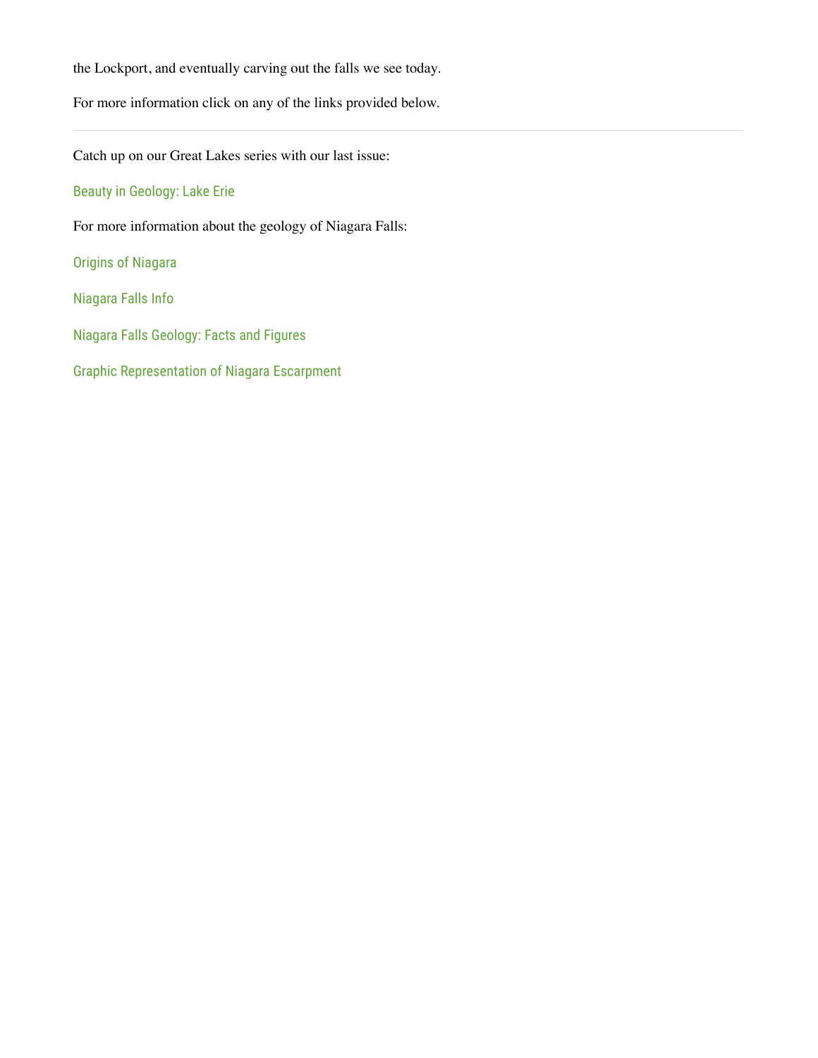the Lockport, and eventually carving out the falls we see today.

For more information click on any of the links provided below.

---

Catch up on our Great Lakes series with our last issue:

Beauty in Geology: Lake Erie

For more information about the geology of Niagara Falls:

Origins of Niagara

Niagara Falls Info

Niagara Falls Geology: Facts and Figures

Graphic Representation of Niagara Escarpment